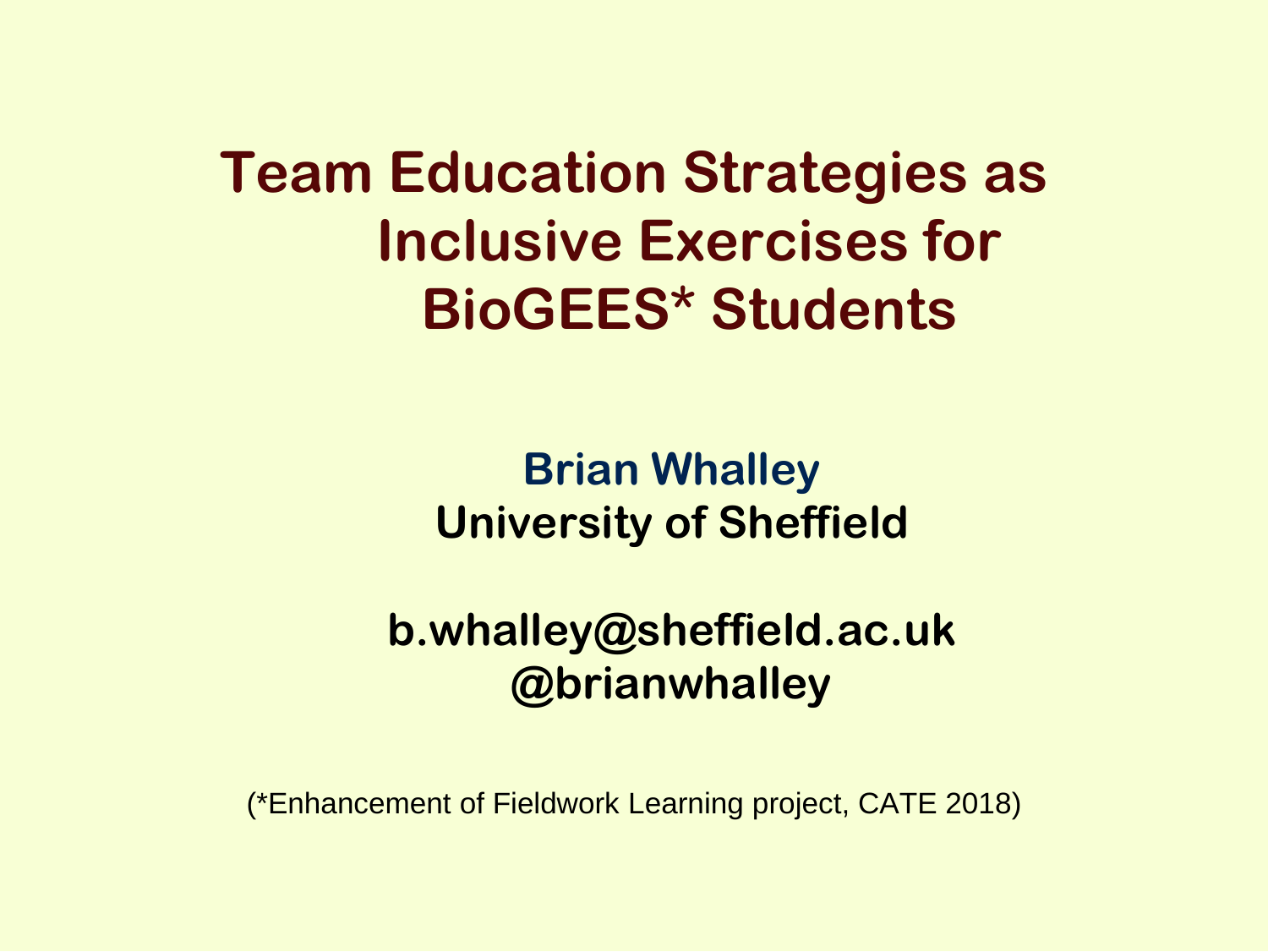# Team Education Strategies as Inclusive Exercises for BioGEES* Students

**Brian Whalley**
**University of Sheffield**

**b.whalley@sheffield.ac.uk**
**@brianwhalley**

(*Enhancement of Fieldwork Learning project, CATE 2018)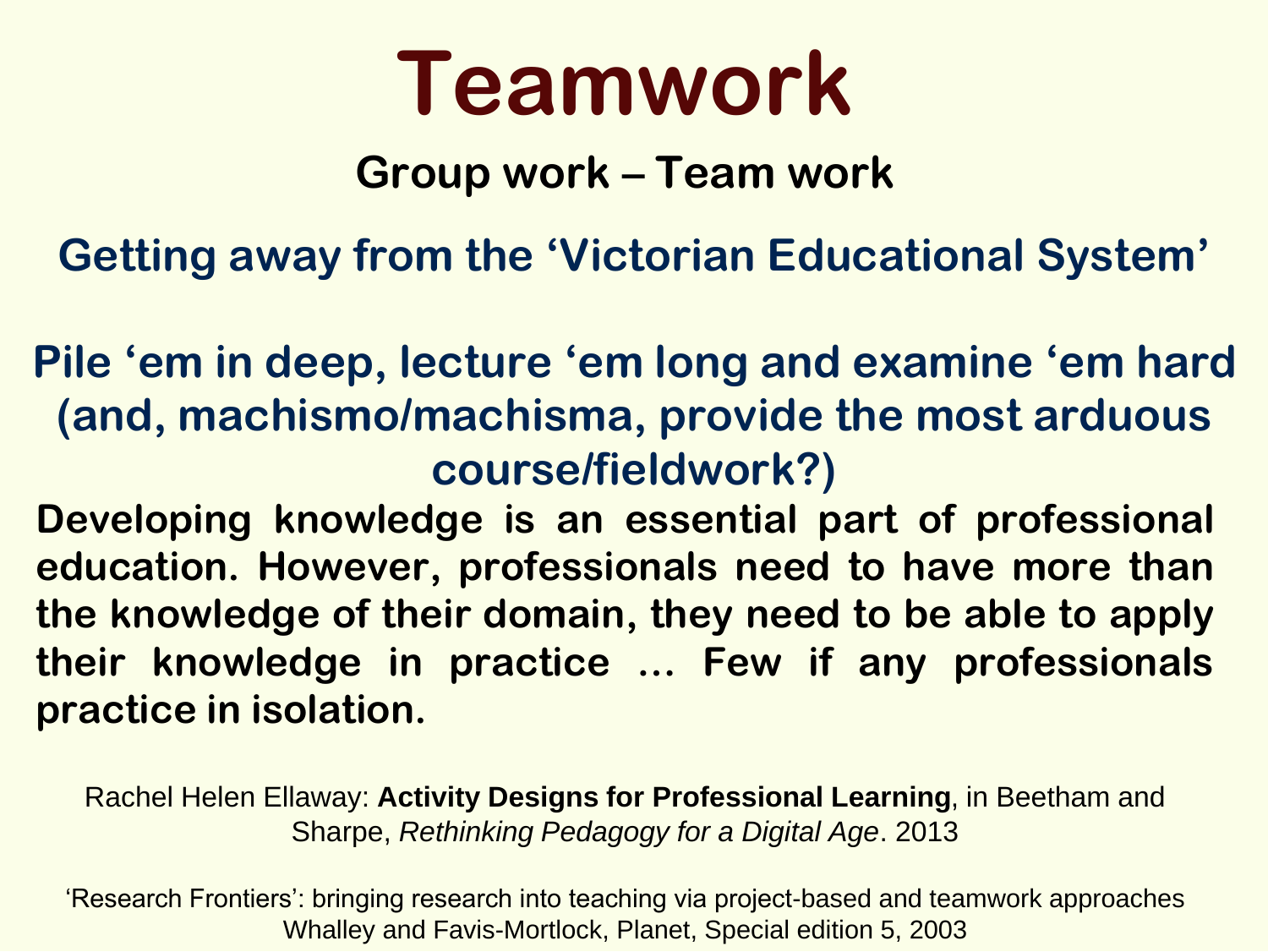# Teamwork

## Group work – Team work

### Getting away from the 'Victorian Educational System'

### Pile 'em in deep, lecture 'em long and examine 'em hard (and, machismo/machisma, provide the most arduous course/fieldwork?)

**Developing knowledge is an essential part of professional education. However, professionals need to have more than the knowledge of their domain, they need to be able to apply their knowledge in practice … Few if any professionals practice in isolation.**

Rachel Helen Ellaway: **Activity Designs for Professional Learning**, in Beetham and Sharpe, *Rethinking Pedagogy for a Digital Age*. 2013

'Research Frontiers': bringing research into teaching via project-based and teamwork approaches
Whalley and Favis-Mortlock, Planet, Special edition 5, 2003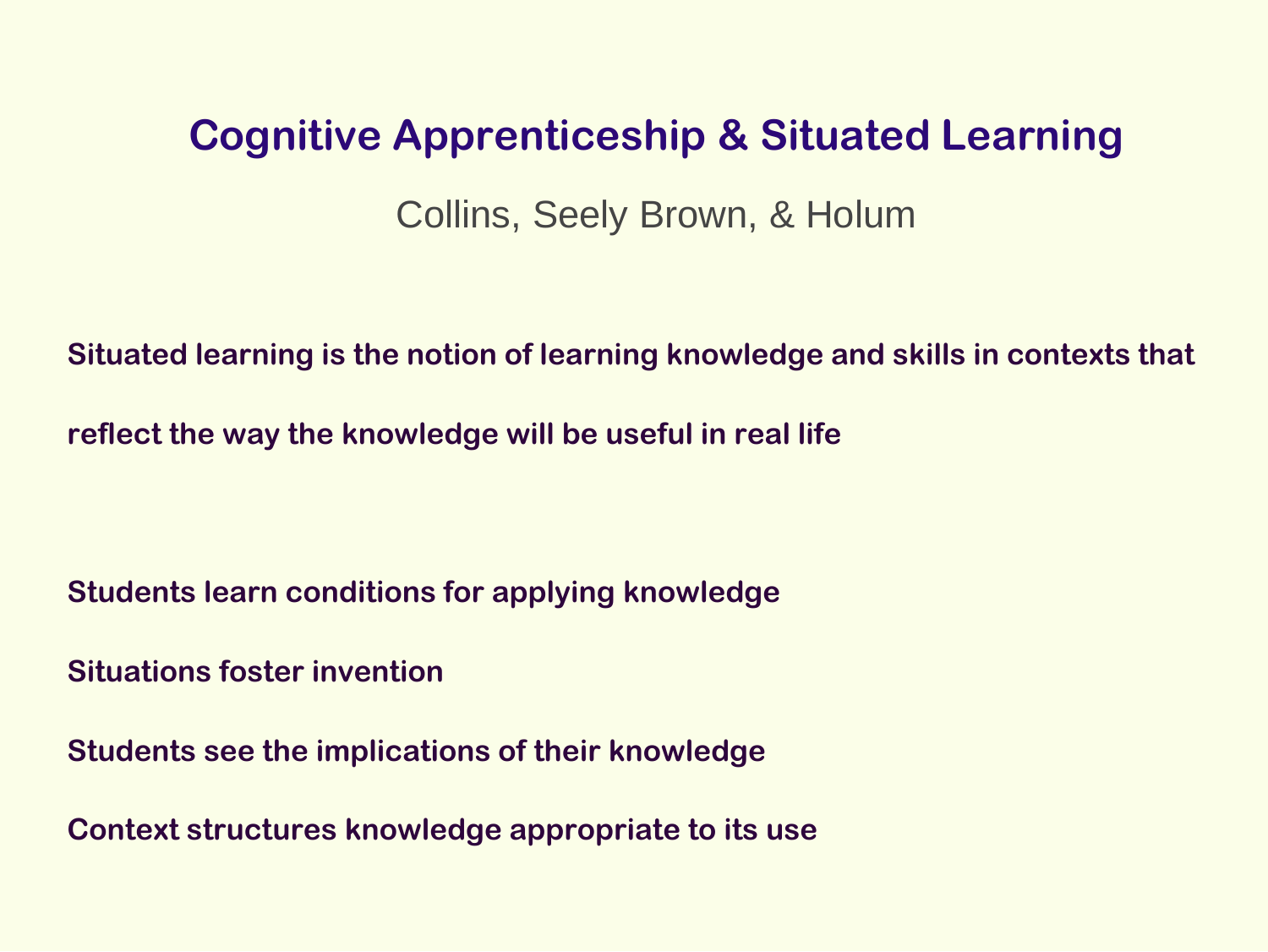# Cognitive Apprenticeship & Situated Learning

Collins, Seely Brown, & Holum

**Situated learning is the notion of learning knowledge and skills in contexts that reflect the way the knowledge will be useful in real life**

**Students learn conditions for applying knowledge**

**Situations foster invention**

**Students see the implications of their knowledge**

**Context structures knowledge appropriate to its use**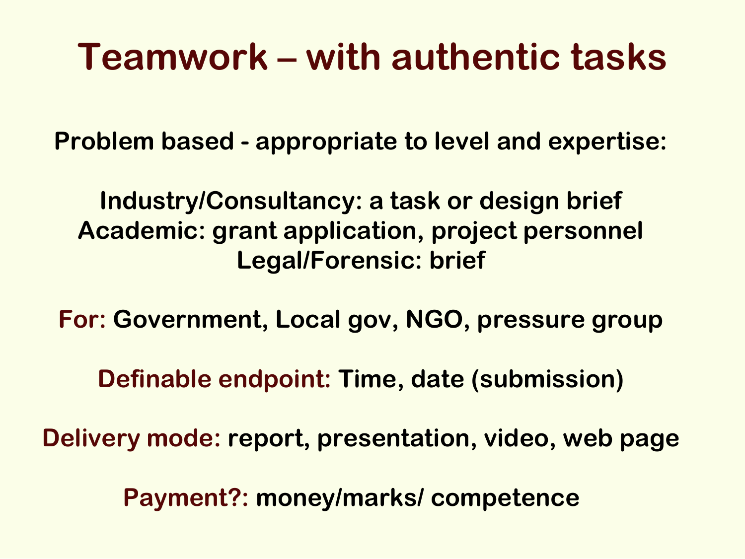# Teamwork – with authentic tasks

**Problem based - appropriate to level and expertise:**

**Industry/Consultancy: a task or design brief**
**Academic: grant application, project personnel**
**Legal/Forensic: brief**

**For: Government, Local gov, NGO, pressure group**

**Definable endpoint: Time, date (submission)**

**Delivery mode: report, presentation, video, web page**

**Payment?: money/marks/ competence**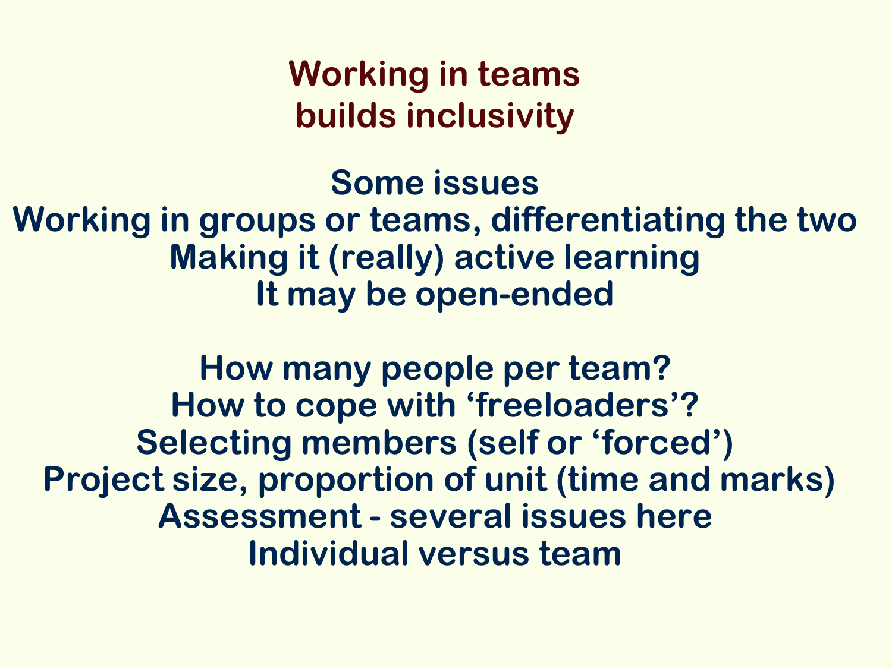# Working in teams builds inclusivity

**Some issues**

Working in groups or teams, differentiating the two

Making it (really) active learning

It may be open-ended

How many people per team?

How to cope with ‘freeloaders’?

Selecting members (self or ‘forced’)

Project size, proportion of unit (time and marks)

Assessment - several issues here

Individual versus team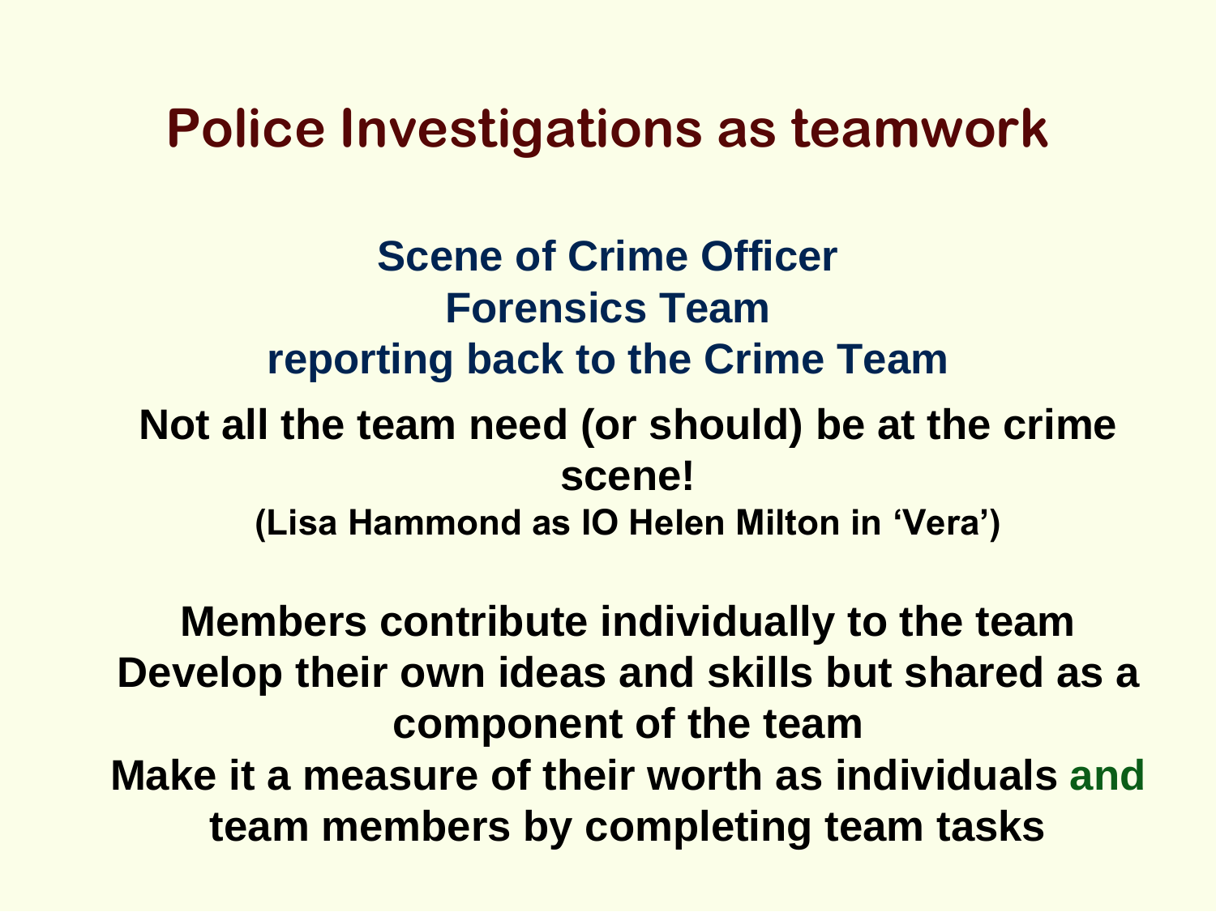# Police Investigations as teamwork

**Scene of Crime Officer**
**Forensics Team**
**reporting back to the Crime Team**

**Not all the team need (or should) be at the crime scene!**

**(Lisa Hammond as IO Helen Milton in 'Vera')**

**Members contribute individually to the team**
**Develop their own ideas and skills but shared as a component of the team**
**Make it a measure of their worth as individuals and team members by completing team tasks**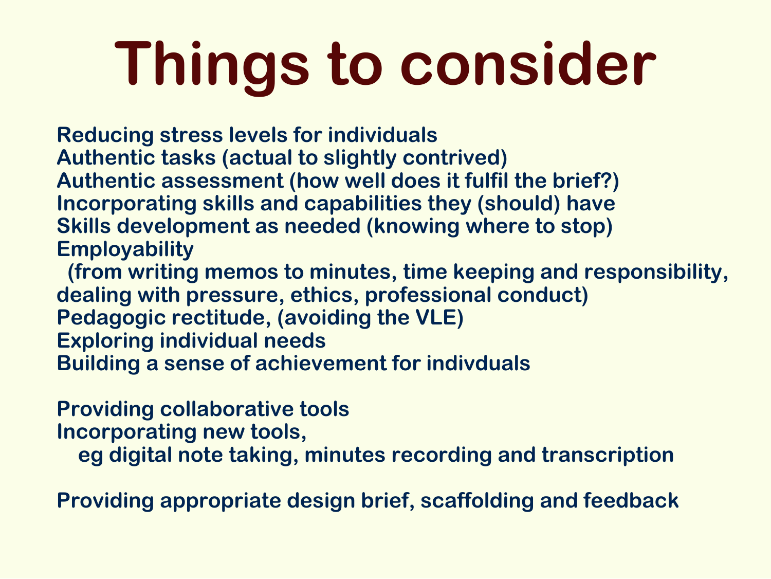# Things to consider

Reducing stress levels for individuals
Authentic tasks (actual to slightly contrived)
Authentic assessment (how well does it fulfil the brief?)
Incorporating skills and capabilities they (should) have
Skills development as needed (knowing where to stop)
Employability
(from writing memos to minutes, time keeping and responsibility, dealing with pressure, ethics, professional conduct)
Pedagogic rectitude, (avoiding the VLE)
Exploring individual needs
Building a sense of achievement for indivduals

Providing collaborative tools
Incorporating new tools,
eg digital note taking, minutes recording and transcription

Providing appropriate design brief, scaffolding and feedback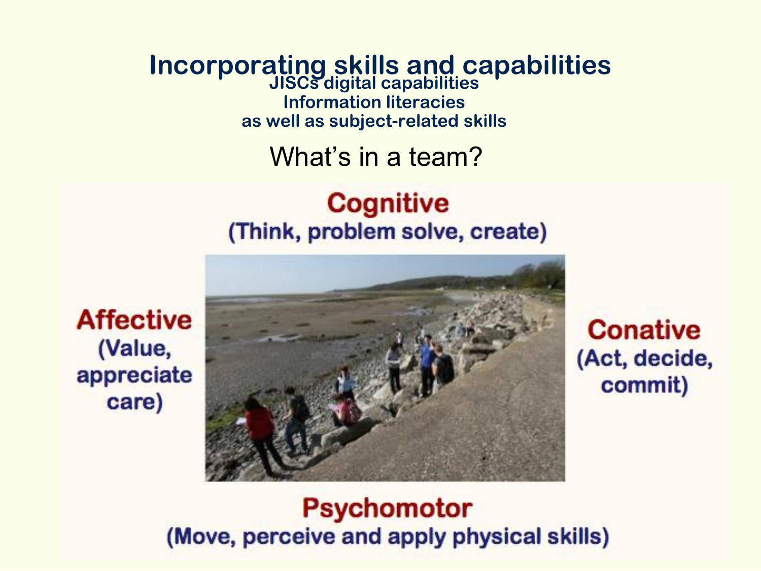# Incorporating skills and capabilities

**JISCs digital capabilities**
**Information literacies**
**as well as subject-related skills**

What's in a team?

**Cognitive**
**(Think, problem solve, create)**

**Affective**
**(Value, appreciate care)**

**Conative**
**(Act, decide, commit)**

**Psychomotor**
**(Move, perceive and apply physical skills)**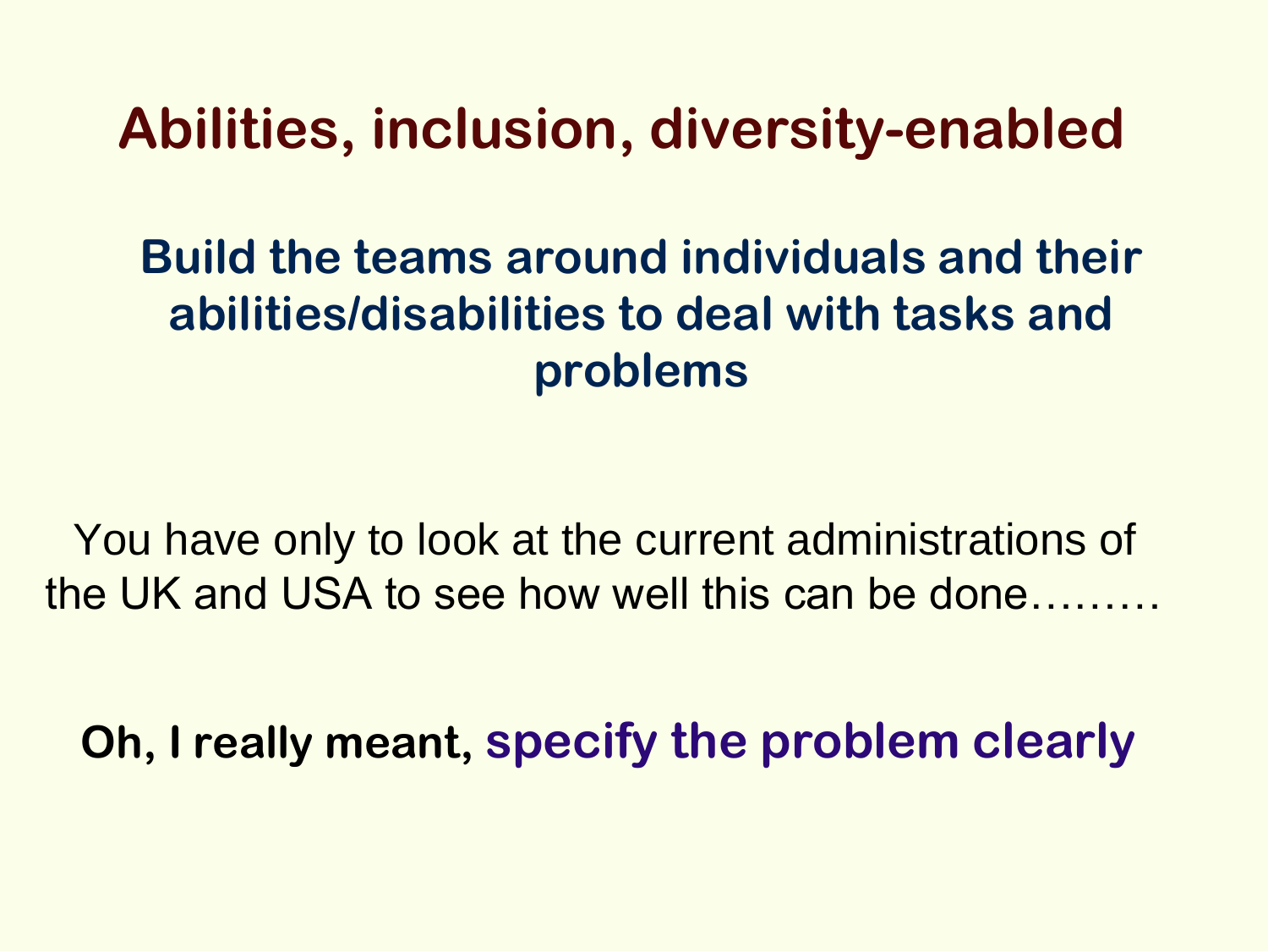# Abilities, inclusion, diversity-enabled

**Build the teams around individuals and their abilities/disabilities to deal with tasks and problems**

You have only to look at the current administrations of the UK and USA to see how well this can be done………

**Oh, I really meant, specify the problem clearly**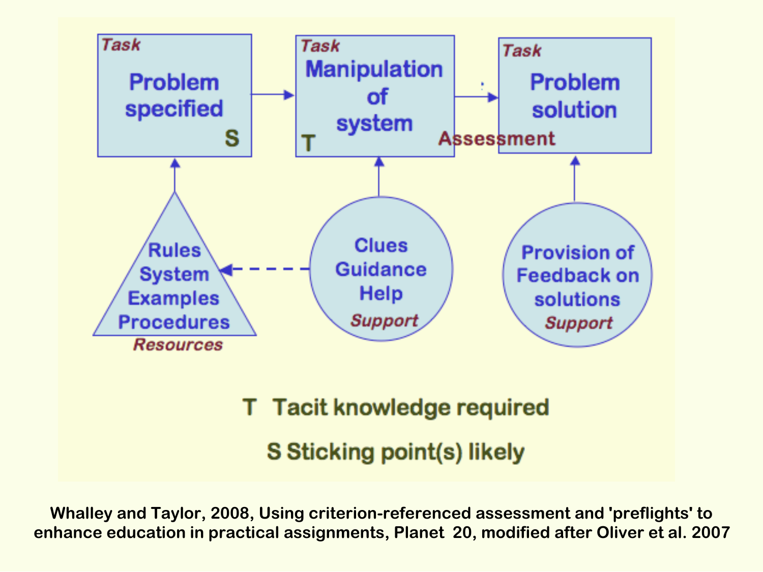Task

**Problem specified**

S

Task

**Manipulation of system**

T

Task

**Problem solution**

Assessment

**Rules System Examples Procedures**

*Resources*

**Clues Guidance Help**

*Support*

**Provision of Feedback on solutions**

*Support*

T Tacit knowledge required

S Sticking point(s) likely

**Whalley and Taylor, 2008, Using criterion-referenced assessment and 'preflights' to enhance education in practical assignments, Planet 20, modified after Oliver et al. 2007**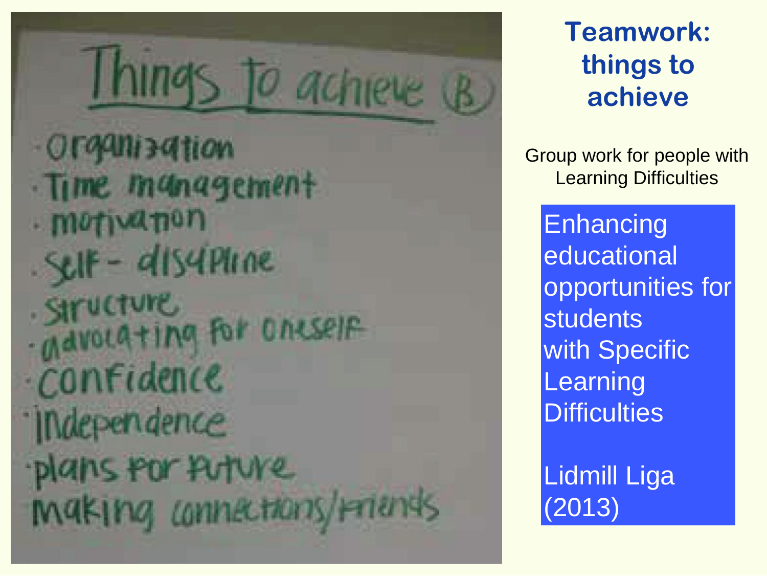# Things to achieve (B)

- Organization
- Time management
- motivation
- Self - discipline
- Structure
- advocating for oneself
- Confidence
- Independence
- plans for future
- Making connections/friends

## Teamwork: things to achieve

Group work for people with Learning Difficulties

Enhancing educational opportunities for students with Specific Learning Difficulties

Lidmill Liga (2013)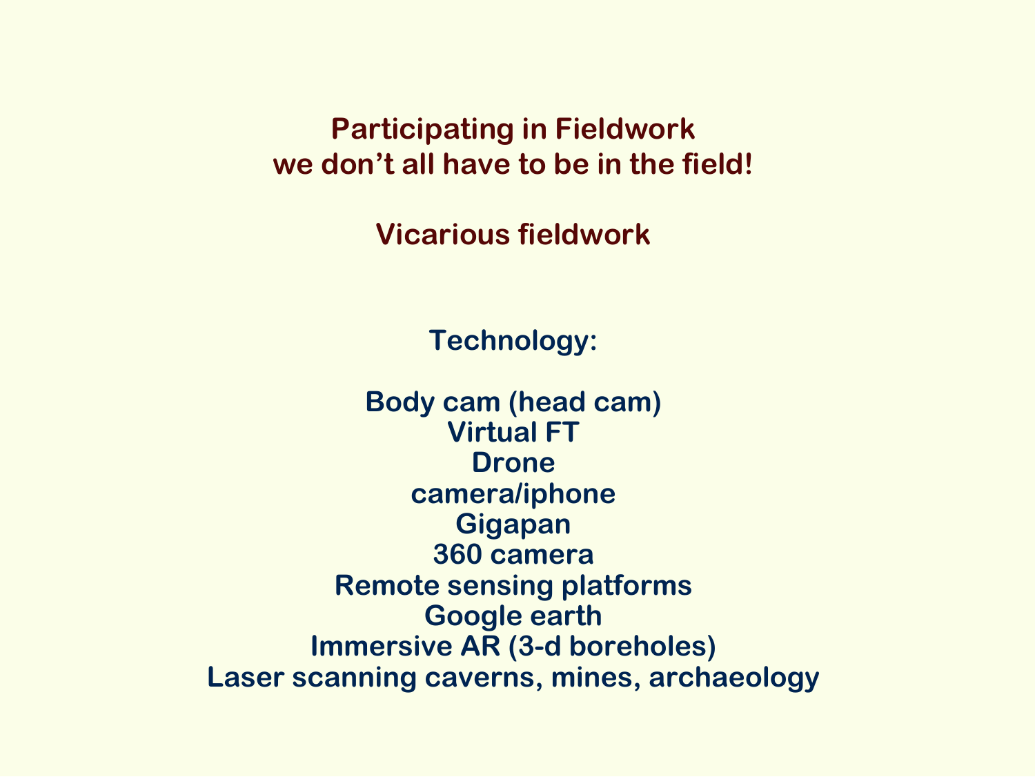## Participating in Fieldwork
## we don't all have to be in the field!

## Vicarious fieldwork

### Technology:

Body cam (head cam)
Virtual FT
Drone
camera/iphone
Gigapan
360 camera
Remote sensing platforms
Google earth
Immersive AR (3-d boreholes)
Laser scanning caverns, mines, archaeology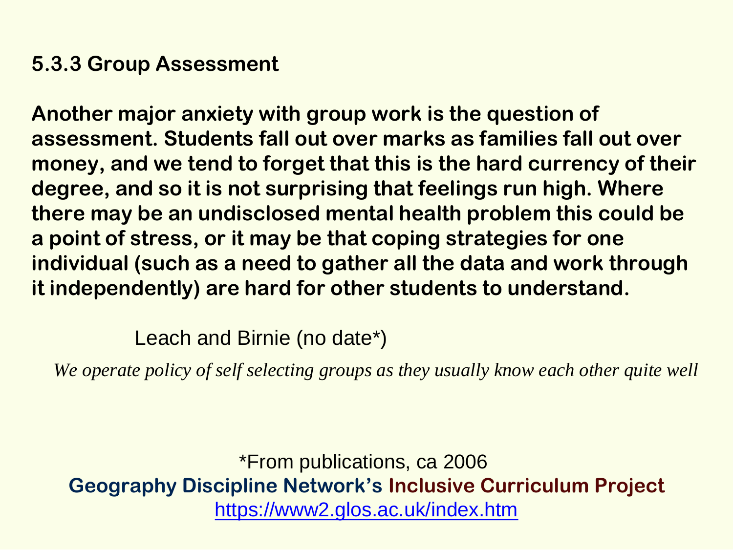### 5.3.3 Group Assessment

**Another major anxiety with group work is the question of assessment. Students fall out over marks as families fall out over money, and we tend to forget that this is the hard currency of their degree, and so it is not surprising that feelings run high. Where there may be an undisclosed mental health problem this could be a point of stress, or it may be that coping strategies for one individual (such as a need to gather all the data and work through it independently) are hard for other students to understand.**

Leach and Birnie (no date*)

*We operate policy of self selecting groups as they usually know each other quite well*

*From publications, ca 2006

**Geography Discipline Network's Inclusive Curriculum Project**

https://www2.glos.ac.uk/index.htm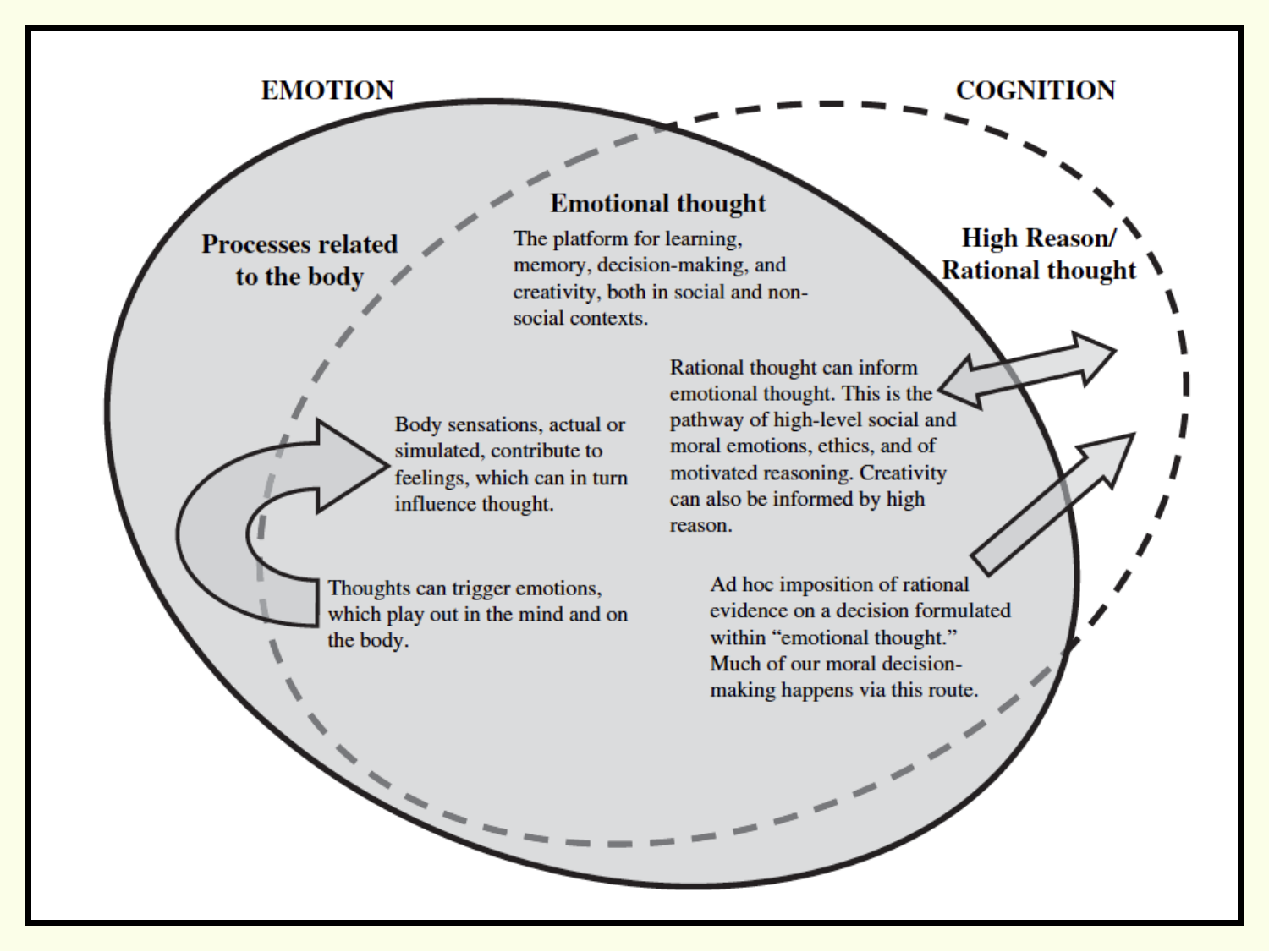EMOTION

COGNITION

**Processes related to the body**

**Emotional thought**

The platform for learning, memory, decision-making, and creativity, both in social and non-social contexts.

**High Reason/ Rational thought**

Rational thought can inform emotional thought. This is the pathway of high-level social and moral emotions, ethics, and of motivated reasoning. Creativity can also be informed by high reason.

Body sensations, actual or simulated, contribute to feelings, which can in turn influence thought.

Thoughts can trigger emotions, which play out in the mind and on the body.

Ad hoc imposition of rational evidence on a decision formulated within "emotional thought." Much of our moral decision-making happens via this route.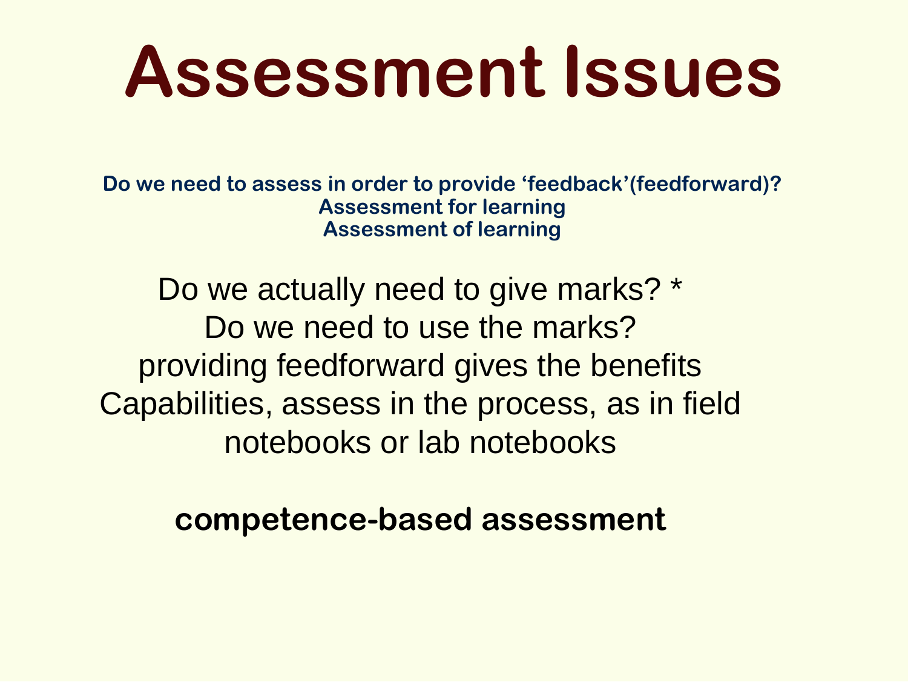# Assessment Issues

**Do we need to assess in order to provide 'feedback'(feedforward)?**
**Assessment for learning**
**Assessment of learning**

Do we actually need to give marks? *
Do we need to use the marks?
providing feedforward gives the benefits
Capabilities, assess in the process, as in field notebooks or lab notebooks

**competence-based assessment**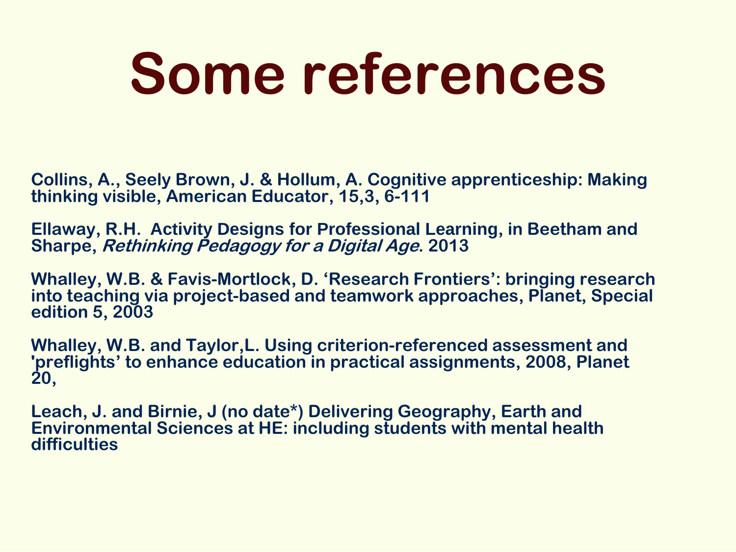# Some references

**Collins, A., Seely Brown, J. & Hollum, A. Cognitive apprenticeship: Making thinking visible, American Educator, 15,3, 6-111**

**Ellaway, R.H. Activity Designs for Professional Learning, in Beetham and Sharpe, *Rethinking Pedagogy for a Digital Age*. 2013**

**Whalley, W.B. & Favis-Mortlock, D. 'Research Frontiers': bringing research into teaching via project-based and teamwork approaches, Planet, Special edition 5, 2003**

**Whalley, W.B. and Taylor,L. Using criterion-referenced assessment and 'preflights' to enhance education in practical assignments, 2008, Planet 20,**

**Leach, J. and Birnie, J (no date*) Delivering Geography, Earth and Environmental Sciences at HE: including students with mental health difficulties**